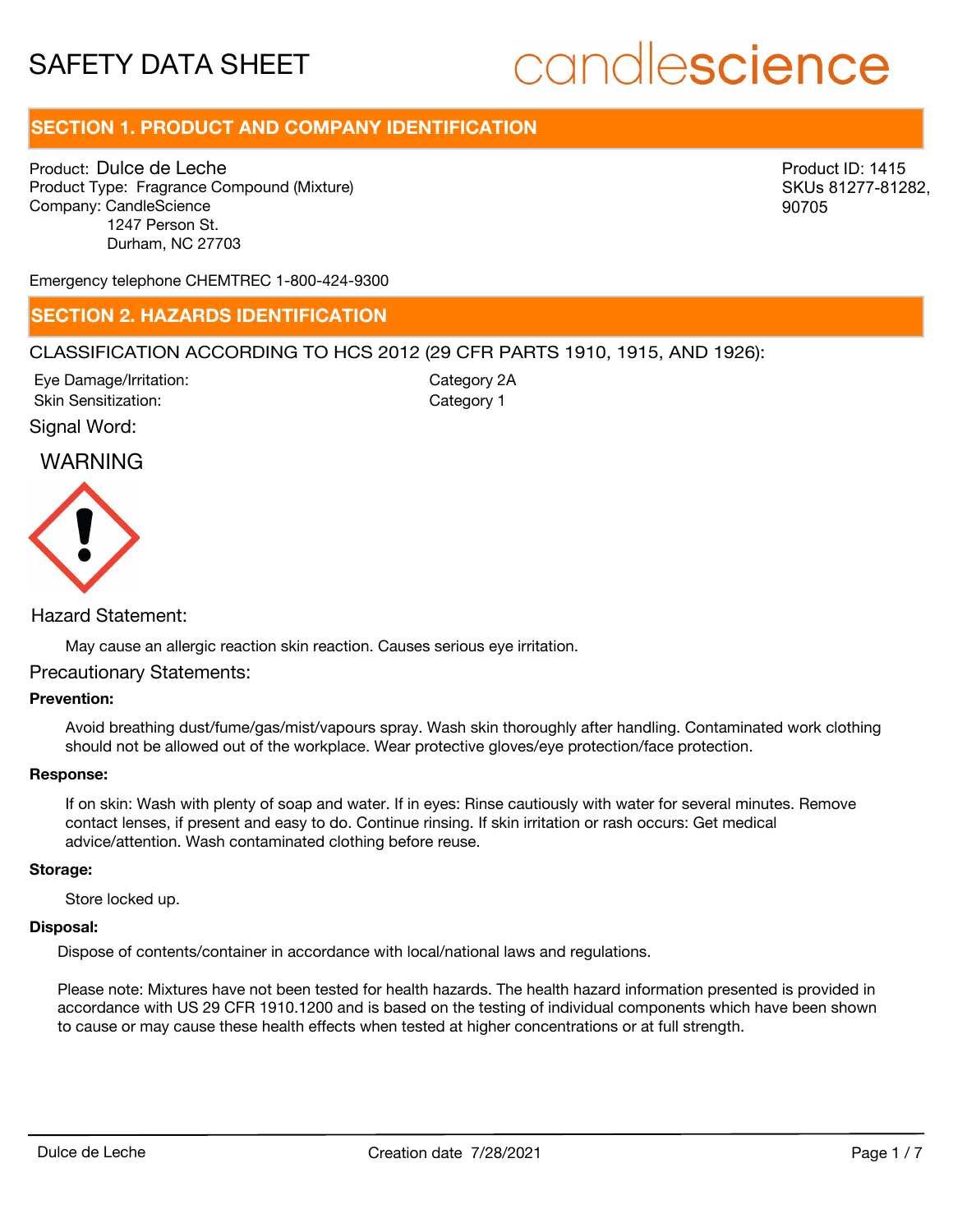# SAFETY DATA SHEET

candlescience

## SECTION 1. PRODUCT AND COMPANY IDENTIFICATION

Product: Dulce de Leche
Product Type: Fragrance Compound (Mixture)
Company: CandleScience
1247 Person St.
Durham, NC 27703

Product ID: 1415
SKUs 81277-81282, 90705

Emergency telephone CHEMTREC 1-800-424-9300

## SECTION 2. HAZARDS IDENTIFICATION

CLASSIFICATION ACCORDING TO HCS 2012 (29 CFR PARTS 1910, 1915, AND 1926):

| | |
|---|---|
| Eye Damage/Irritation: | Category 2A |
| Skin Sensitization: | Category 1 |

Signal Word:

WARNING

Hazard Statement:

May cause an allergic reaction skin reaction. Causes serious eye irritation.

Precautionary Statements:

**Prevention:**

Avoid breathing dust/fume/gas/mist/vapours spray. Wash skin thoroughly after handling. Contaminated work clothing should not be allowed out of the workplace. Wear protective gloves/eye protection/face protection.

**Response:**

If on skin: Wash with plenty of soap and water. If in eyes: Rinse cautiously with water for several minutes. Remove contact lenses, if present and easy to do. Continue rinsing. If skin irritation or rash occurs: Get medical advice/attention. Wash contaminated clothing before reuse.

**Storage:**

Store locked up.

**Disposal:**

Dispose of contents/container in accordance with local/national laws and regulations.

Please note: Mixtures have not been tested for health hazards. The health hazard information presented is provided in accordance with US 29 CFR 1910.1200 and is based on the testing of individual components which have been shown to cause or may cause these health effects when tested at higher concentrations or at full strength.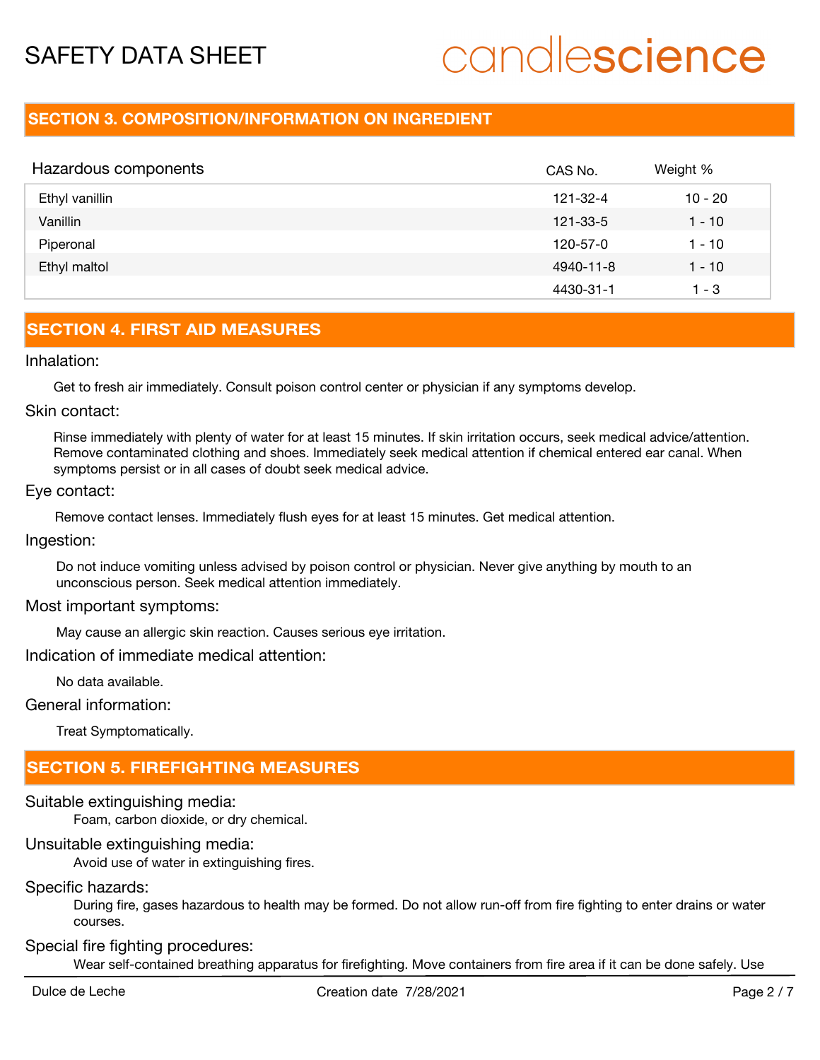## SECTION 3. COMPOSITION/INFORMATION ON INGREDIENT

| Hazardous components | CAS No. | Weight % |
|---|---|---|
| Ethyl vanillin | 121-32-4 | 10 - 20 |
| Vanillin | 121-33-5 | 1 - 10 |
| Piperonal | 120-57-0 | 1 - 10 |
| Ethyl maltol | 4940-11-8 | 1 - 10 |
| | 4430-31-1 | 1 - 3 |

## SECTION 4. FIRST AID MEASURES

### Inhalation:

Get to fresh air immediately. Consult poison control center or physician if any symptoms develop.

### Skin contact:

Rinse immediately with plenty of water for at least 15 minutes. If skin irritation occurs, seek medical advice/attention. Remove contaminated clothing and shoes. Immediately seek medical attention if chemical entered ear canal. When symptoms persist or in all cases of doubt seek medical advice.

### Eye contact:

Remove contact lenses. Immediately flush eyes for at least 15 minutes. Get medical attention.

### Ingestion:

Do not induce vomiting unless advised by poison control or physician. Never give anything by mouth to an unconscious person. Seek medical attention immediately.

### Most important symptoms:

May cause an allergic skin reaction. Causes serious eye irritation.

### Indication of immediate medical attention:

No data available.

### General information:

Treat Symptomatically.

## SECTION 5. FIREFIGHTING MEASURES

### Suitable extinguishing media:

Foam, carbon dioxide, or dry chemical.

### Unsuitable extinguishing media:

Avoid use of water in extinguishing fires.

### Specific hazards:

During fire, gases hazardous to health may be formed. Do not allow run-off from fire fighting to enter drains or water courses.

### Special fire fighting procedures:

Wear self-contained breathing apparatus for firefighting. Move containers from fire area if it can be done safely. Use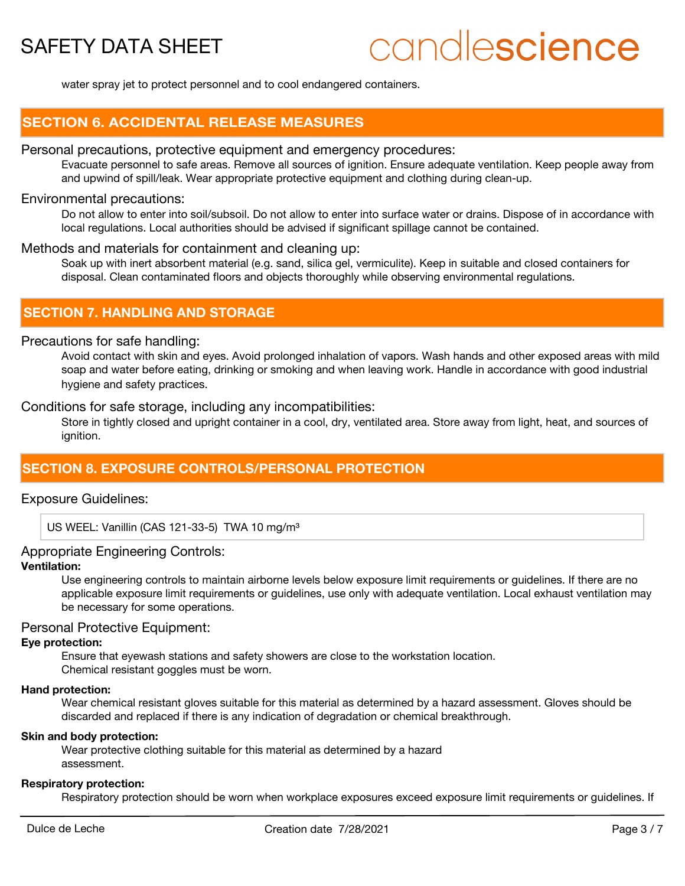water spray jet to protect personnel and to cool endangered containers.

## SECTION 6. ACCIDENTAL RELEASE MEASURES

### Personal precautions, protective equipment and emergency procedures:

Evacuate personnel to safe areas. Remove all sources of ignition. Ensure adequate ventilation. Keep people away from and upwind of spill/leak. Wear appropriate protective equipment and clothing during clean-up.

### Environmental precautions:

Do not allow to enter into soil/subsoil. Do not allow to enter into surface water or drains. Dispose of in accordance with local regulations. Local authorities should be advised if significant spillage cannot be contained.

### Methods and materials for containment and cleaning up:

Soak up with inert absorbent material (e.g. sand, silica gel, vermiculite). Keep in suitable and closed containers for disposal. Clean contaminated floors and objects thoroughly while observing environmental regulations.

## SECTION 7. HANDLING AND STORAGE

### Precautions for safe handling:

Avoid contact with skin and eyes. Avoid prolonged inhalation of vapors. Wash hands and other exposed areas with mild soap and water before eating, drinking or smoking and when leaving work. Handle in accordance with good industrial hygiene and safety practices.

### Conditions for safe storage, including any incompatibilities:

Store in tightly closed and upright container in a cool, dry, ventilated area. Store away from light, heat, and sources of ignition.

## SECTION 8. EXPOSURE CONTROLS/PERSONAL PROTECTION

### Exposure Guidelines:

US WEEL: Vanillin (CAS 121-33-5) TWA 10 mg/m³

### Appropriate Engineering Controls:

**Ventilation:**

Use engineering controls to maintain airborne levels below exposure limit requirements or guidelines. If there are no applicable exposure limit requirements or guidelines, use only with adequate ventilation. Local exhaust ventilation may be necessary for some operations.

### Personal Protective Equipment:

**Eye protection:**

Ensure that eyewash stations and safety showers are close to the workstation location.
Chemical resistant goggles must be worn.

**Hand protection:**

Wear chemical resistant gloves suitable for this material as determined by a hazard assessment. Gloves should be discarded and replaced if there is any indication of degradation or chemical breakthrough.

**Skin and body protection:**

Wear protective clothing suitable for this material as determined by a hazard assessment.

**Respiratory protection:**

Respiratory protection should be worn when workplace exposures exceed exposure limit requirements or guidelines. If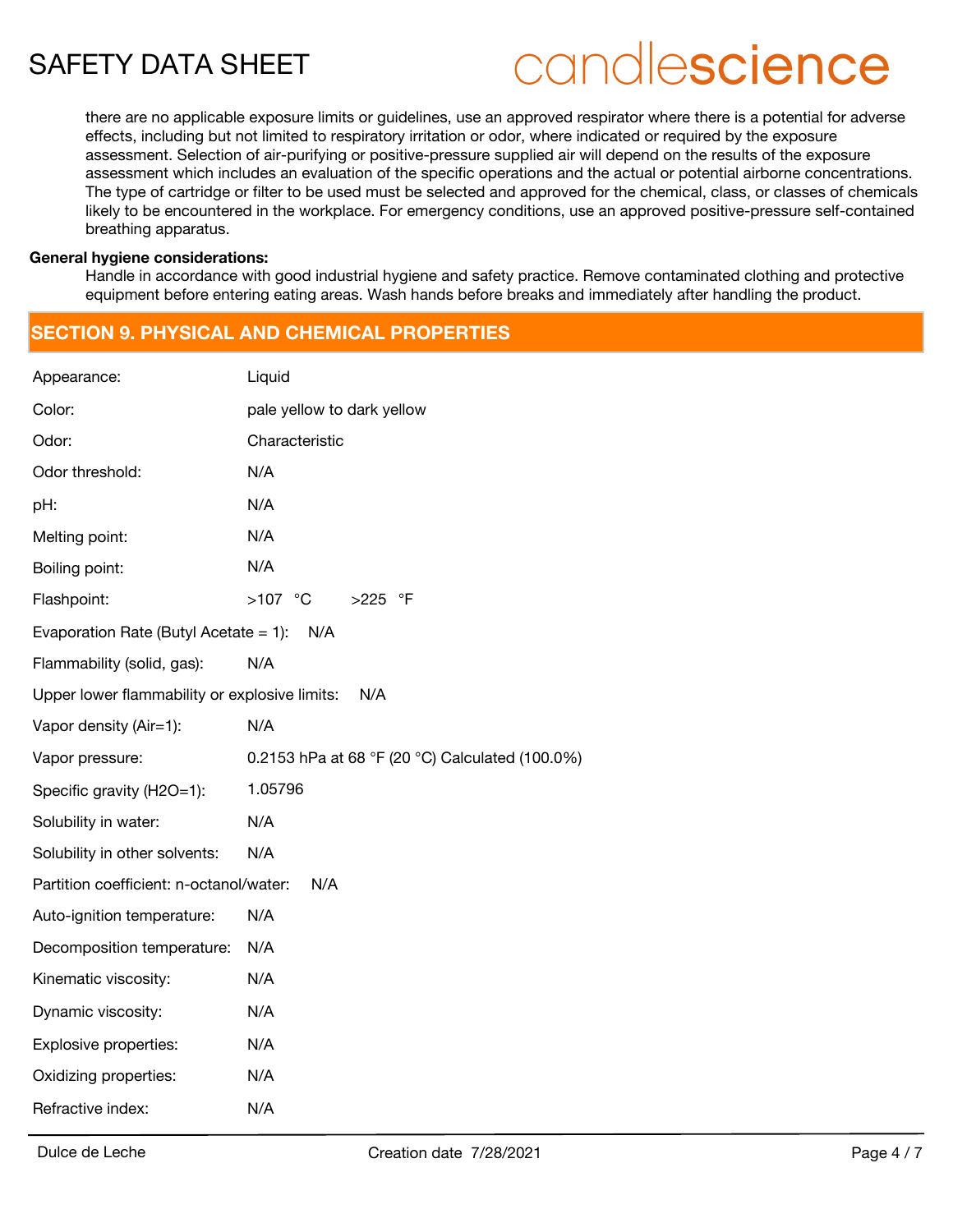there are no applicable exposure limits or guidelines, use an approved respirator where there is a potential for adverse effects, including but not limited to respiratory irritation or odor, where indicated or required by the exposure assessment. Selection of air-purifying or positive-pressure supplied air will depend on the results of the exposure assessment which includes an evaluation of the specific operations and the actual or potential airborne concentrations. The type of cartridge or filter to be used must be selected and approved for the chemical, class, or classes of chemicals likely to be encountered in the workplace. For emergency conditions, use an approved positive-pressure self-contained breathing apparatus.

**General hygiene considerations:**

Handle in accordance with good industrial hygiene and safety practice. Remove contaminated clothing and protective equipment before entering eating areas. Wash hands before breaks and immediately after handling the product.

## SECTION 9. PHYSICAL AND CHEMICAL PROPERTIES

| | |
|---|---|
| Appearance: | Liquid |
| Color: | pale yellow to dark yellow |
| Odor: | Characteristic |
| Odor threshold: | N/A |
| pH: | N/A |
| Melting point: | N/A |
| Boiling point: | N/A |
| Flashpoint: | >107 °C >225 °F |
| Evaporation Rate (Butyl Acetate = 1): | N/A |
| Flammability (solid, gas): | N/A |
| Upper lower flammability or explosive limits: | N/A |
| Vapor density (Air=1): | N/A |
| Vapor pressure: | 0.2153 hPa at 68 °F (20 °C) Calculated (100.0%) |
| Specific gravity (H2O=1): | 1.05796 |
| Solubility in water: | N/A |
| Solubility in other solvents: | N/A |
| Partition coefficient: n-octanol/water: | N/A |
| Auto-ignition temperature: | N/A |
| Decomposition temperature: | N/A |
| Kinematic viscosity: | N/A |
| Dynamic viscosity: | N/A |
| Explosive properties: | N/A |
| Oxidizing properties: | N/A |
| Refractive index: | N/A |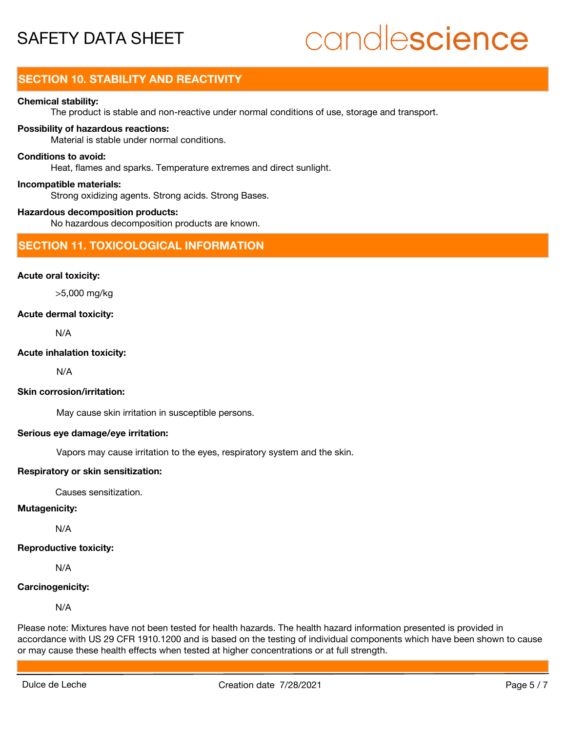## SECTION 10. STABILITY AND REACTIVITY

**Chemical stability:**

The product is stable and non-reactive under normal conditions of use, storage and transport.

**Possibility of hazardous reactions:**

Material is stable under normal conditions.

**Conditions to avoid:**

Heat, flames and sparks. Temperature extremes and direct sunlight.

**Incompatible materials:**

Strong oxidizing agents. Strong acids. Strong Bases.

**Hazardous decomposition products:**

No hazardous decomposition products are known.

## SECTION 11. TOXICOLOGICAL INFORMATION

**Acute oral toxicity:**

>5,000 mg/kg

**Acute dermal toxicity:**

N/A

**Acute inhalation toxicity:**

N/A

**Skin corrosion/irritation:**

May cause skin irritation in susceptible persons.

**Serious eye damage/eye irritation:**

Vapors may cause irritation to the eyes, respiratory system and the skin.

**Respiratory or skin sensitization:**

Causes sensitization.

**Mutagenicity:**

N/A

**Reproductive toxicity:**

N/A

**Carcinogenicity:**

N/A

Please note: Mixtures have not been tested for health hazards. The health hazard information presented is provided in accordance with US 29 CFR 1910.1200 and is based on the testing of individual components which have been shown to cause or may cause these health effects when tested at higher concentrations or at full strength.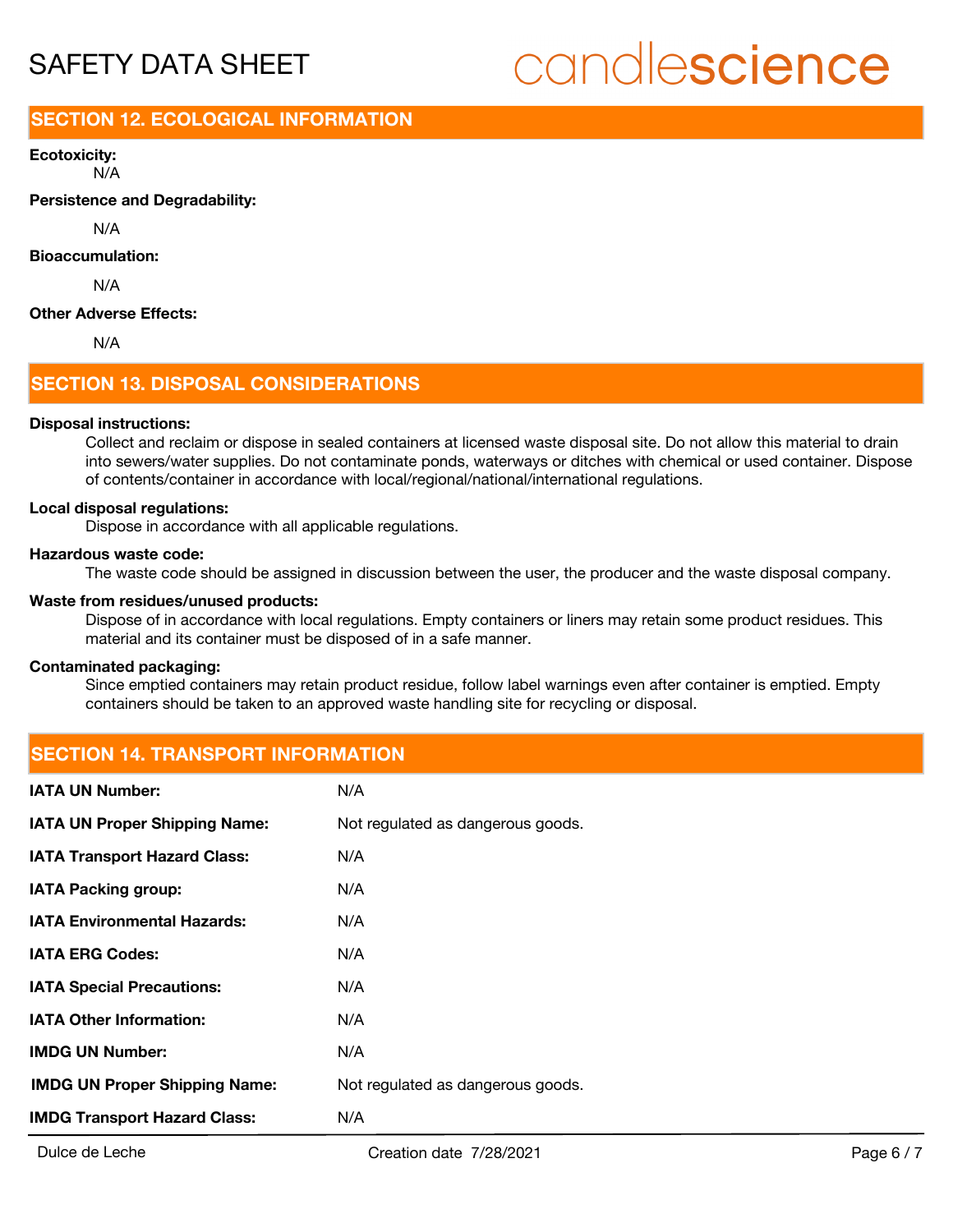## SECTION 12. ECOLOGICAL INFORMATION

**Ecotoxicity:**

N/A

**Persistence and Degradability:**

N/A

**Bioaccumulation:**

N/A

**Other Adverse Effects:**

N/A

## SECTION 13. DISPOSAL CONSIDERATIONS

**Disposal instructions:**

Collect and reclaim or dispose in sealed containers at licensed waste disposal site. Do not allow this material to drain into sewers/water supplies. Do not contaminate ponds, waterways or ditches with chemical or used container. Dispose of contents/container in accordance with local/regional/national/international regulations.

**Local disposal regulations:**

Dispose in accordance with all applicable regulations.

**Hazardous waste code:**

The waste code should be assigned in discussion between the user, the producer and the waste disposal company.

**Waste from residues/unused products:**

Dispose of in accordance with local regulations. Empty containers or liners may retain some product residues. This material and its container must be disposed of in a safe manner.

**Contaminated packaging:**

Since emptied containers may retain product residue, follow label warnings even after container is emptied. Empty containers should be taken to an approved waste handling site for recycling or disposal.

## SECTION 14. TRANSPORT INFORMATION

| | |
|---|---|
| **IATA UN Number:** | N/A |
| **IATA UN Proper Shipping Name:** | Not regulated as dangerous goods. |
| **IATA Transport Hazard Class:** | N/A |
| **IATA Packing group:** | N/A |
| **IATA Environmental Hazards:** | N/A |
| **IATA ERG Codes:** | N/A |
| **IATA Special Precautions:** | N/A |
| **IATA Other Information:** | N/A |
| **IMDG UN Number:** | N/A |
| **IMDG UN Proper Shipping Name:** | Not regulated as dangerous goods. |
| **IMDG Transport Hazard Class:** | N/A |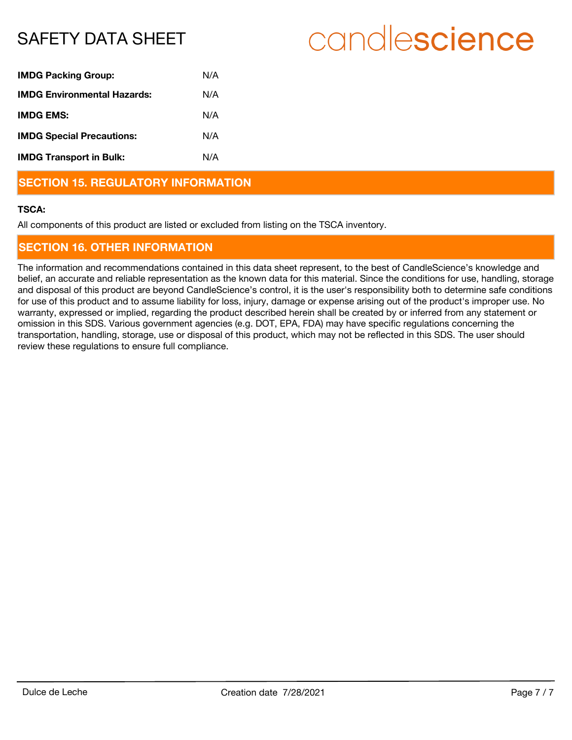| | |
|---|---|
| **IMDG Packing Group:** | N/A |
| **IMDG Environmental Hazards:** | N/A |
| **IMDG EMS:** | N/A |
| **IMDG Special Precautions:** | N/A |
| **IMDG Transport in Bulk:** | N/A |

## SECTION 15. REGULATORY INFORMATION

**TSCA:**

All components of this product are listed or excluded from listing on the TSCA inventory.

## SECTION 16. OTHER INFORMATION

The information and recommendations contained in this data sheet represent, to the best of CandleScience's knowledge and belief, an accurate and reliable representation as the known data for this material. Since the conditions for use, handling, storage and disposal of this product are beyond CandleScience's control, it is the user's responsibility both to determine safe conditions for use of this product and to assume liability for loss, injury, damage or expense arising out of the product's improper use. No warranty, expressed or implied, regarding the product described herein shall be created by or inferred from any statement or omission in this SDS. Various government agencies (e.g. DOT, EPA, FDA) may have specific regulations concerning the transportation, handling, storage, use or disposal of this product, which may not be reflected in this SDS. The user should review these regulations to ensure full compliance.